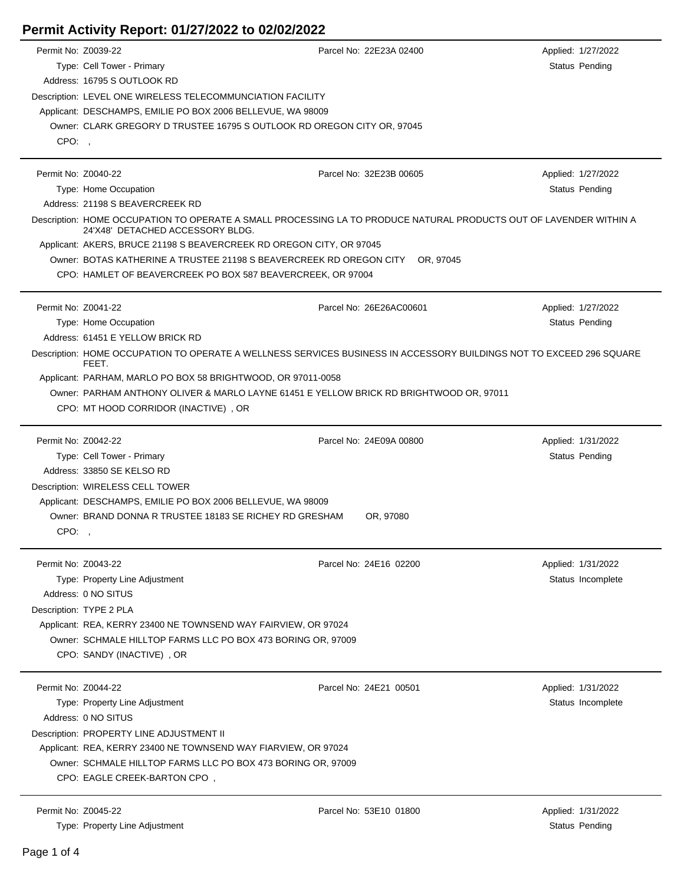# Permit Activity Report: 01/27/2022 to 02/02/2022

Permit No: Z0039-22
Parcel No: 22E23A 02400
Applied: 1/27/2022
Type: Cell Tower - Primary
Status Pending
Address: 16795 S OUTLOOK RD
Description: LEVEL ONE WIRELESS TELECOMMUNCIATION FACILITY
Applicant: DESCHAMPS, EMILIE PO BOX 2006 BELLEVUE, WA 98009
Owner: CLARK GREGORY D TRUSTEE 16795 S OUTLOOK RD OREGON CITY OR, 97045
CPO: ,

---

Permit No: Z0040-22
Parcel No: 32E23B 00605
Applied: 1/27/2022
Type: Home Occupation
Status Pending
Address: 21198 S BEAVERCREEK RD
Description: HOME OCCUPATION TO OPERATE A SMALL PROCESSING LA TO PRODUCE NATURAL PRODUCTS OUT OF LAVENDER WITHIN A 24'X48' DETACHED ACCESSORY BLDG.
Applicant: AKERS, BRUCE 21198 S BEAVERCREEK RD OREGON CITY, OR 97045
Owner: BOTAS KATHERINE A TRUSTEE 21198 S BEAVERCREEK RD OREGON CITY OR, 97045
CPO: HAMLET OF BEAVERCREEK PO BOX 587 BEAVERCREEK, OR 97004

---

Permit No: Z0041-22
Parcel No: 26E26AC00601
Applied: 1/27/2022
Type: Home Occupation
Status Pending
Address: 61451 E YELLOW BRICK RD
Description: HOME OCCUPATION TO OPERATE A WELLNESS SERVICES BUSINESS IN ACCESSORY BUILDINGS NOT TO EXCEED 296 SQUARE FEET.
Applicant: PARHAM, MARLO PO BOX 58 BRIGHTWOOD, OR 97011-0058
Owner: PARHAM ANTHONY OLIVER & MARLO LAYNE 61451 E YELLOW BRICK RD BRIGHTWOOD OR, 97011
CPO: MT HOOD CORRIDOR (INACTIVE) , OR

---

Permit No: Z0042-22
Parcel No: 24E09A 00800
Applied: 1/31/2022
Type: Cell Tower - Primary
Status Pending
Address: 33850 SE KELSO RD
Description: WIRELESS CELL TOWER
Applicant: DESCHAMPS, EMILIE PO BOX 2006 BELLEVUE, WA 98009
Owner: BRAND DONNA R TRUSTEE 18183 SE RICHEY RD GRESHAM OR, 97080
CPO: ,

---

Permit No: Z0043-22
Parcel No: 24E16 02200
Applied: 1/31/2022
Type: Property Line Adjustment
Status Incomplete
Address: 0 NO SITUS
Description: TYPE 2 PLA
Applicant: REA, KERRY 23400 NE TOWNSEND WAY FAIRVIEW, OR 97024
Owner: SCHMALE HILLTOP FARMS LLC PO BOX 473 BORING OR, 97009
CPO: SANDY (INACTIVE) , OR

---

Permit No: Z0044-22
Parcel No: 24E21 00501
Applied: 1/31/2022
Type: Property Line Adjustment
Status Incomplete
Address: 0 NO SITUS
Description: PROPERTY LINE ADJUSTMENT II
Applicant: REA, KERRY 23400 NE TOWNSEND WAY FIARVIEW, OR 97024
Owner: SCHMALE HILLTOP FARMS LLC PO BOX 473 BORING OR, 97009
CPO: EAGLE CREEK-BARTON CPO ,

---

Permit No: Z0045-22
Parcel No: 53E10 01800
Applied: 1/31/2022
Type: Property Line Adjustment
Status Pending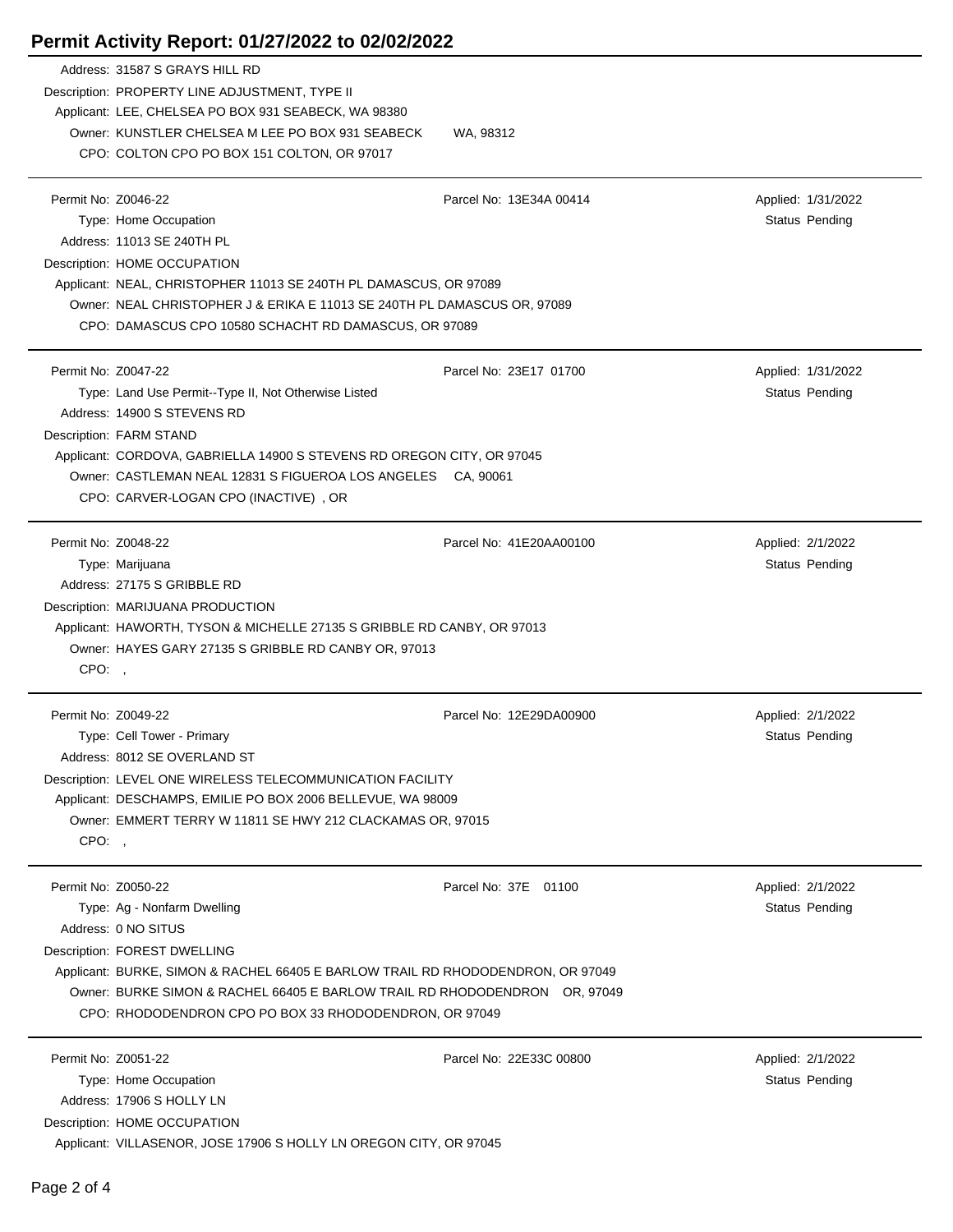# Permit Activity Report: 01/27/2022 to 02/02/2022

Address: 31587 S GRAYS HILL RD
Description: PROPERTY LINE ADJUSTMENT, TYPE II
Applicant: LEE, CHELSEA PO BOX 931 SEABECK, WA 98380
Owner: KUNSTLER CHELSEA M LEE PO BOX 931 SEABECK WA, 98312
CPO: COLTON CPO PO BOX 151 COLTON, OR 97017

---

Permit No: Z0046-22 | Parcel No: 13E34A 00414 | Applied: 1/31/2022
Type: Home Occupation | Status Pending
Address: 11013 SE 240TH PL
Description: HOME OCCUPATION
Applicant: NEAL, CHRISTOPHER 11013 SE 240TH PL DAMASCUS, OR 97089
Owner: NEAL CHRISTOPHER J & ERIKA E 11013 SE 240TH PL DAMASCUS OR, 97089
CPO: DAMASCUS CPO 10580 SCHACHT RD DAMASCUS, OR 97089

---

Permit No: Z0047-22 | Parcel No: 23E17 01700 | Applied: 1/31/2022
Type: Land Use Permit--Type II, Not Otherwise Listed | Status Pending
Address: 14900 S STEVENS RD
Description: FARM STAND
Applicant: CORDOVA, GABRIELLA 14900 S STEVENS RD OREGON CITY, OR 97045
Owner: CASTLEMAN NEAL 12831 S FIGUEROA LOS ANGELES CA, 90061
CPO: CARVER-LOGAN CPO (INACTIVE) , OR

---

Permit No: Z0048-22 | Parcel No: 41E20AA00100 | Applied: 2/1/2022
Type: Marijuana | Status Pending
Address: 27175 S GRIBBLE RD
Description: MARIJUANA PRODUCTION
Applicant: HAWORTH, TYSON & MICHELLE 27135 S GRIBBLE RD CANBY, OR 97013
Owner: HAYES GARY 27135 S GRIBBLE RD CANBY OR, 97013
CPO: ,

---

Permit No: Z0049-22 | Parcel No: 12E29DA00900 | Applied: 2/1/2022
Type: Cell Tower - Primary | Status Pending
Address: 8012 SE OVERLAND ST
Description: LEVEL ONE WIRELESS TELECOMMUNICATION FACILITY
Applicant: DESCHAMPS, EMILIE PO BOX 2006 BELLEVUE, WA 98009
Owner: EMMERT TERRY W 11811 SE HWY 212 CLACKAMAS OR, 97015
CPO: ,

---

Permit No: Z0050-22 | Parcel No: 37E 01100 | Applied: 2/1/2022
Type: Ag - Nonfarm Dwelling | Status Pending
Address: 0 NO SITUS
Description: FOREST DWELLING
Applicant: BURKE, SIMON & RACHEL 66405 E BARLOW TRAIL RD RHODODENDRON, OR 97049
Owner: BURKE SIMON & RACHEL 66405 E BARLOW TRAIL RD RHODODENDRON OR, 97049
CPO: RHODODENDRON CPO PO BOX 33 RHODODENDRON, OR 97049

---

Permit No: Z0051-22 | Parcel No: 22E33C 00800 | Applied: 2/1/2022
Type: Home Occupation | Status Pending
Address: 17906 S HOLLY LN
Description: HOME OCCUPATION
Applicant: VILLASENOR, JOSE 17906 S HOLLY LN OREGON CITY, OR 97045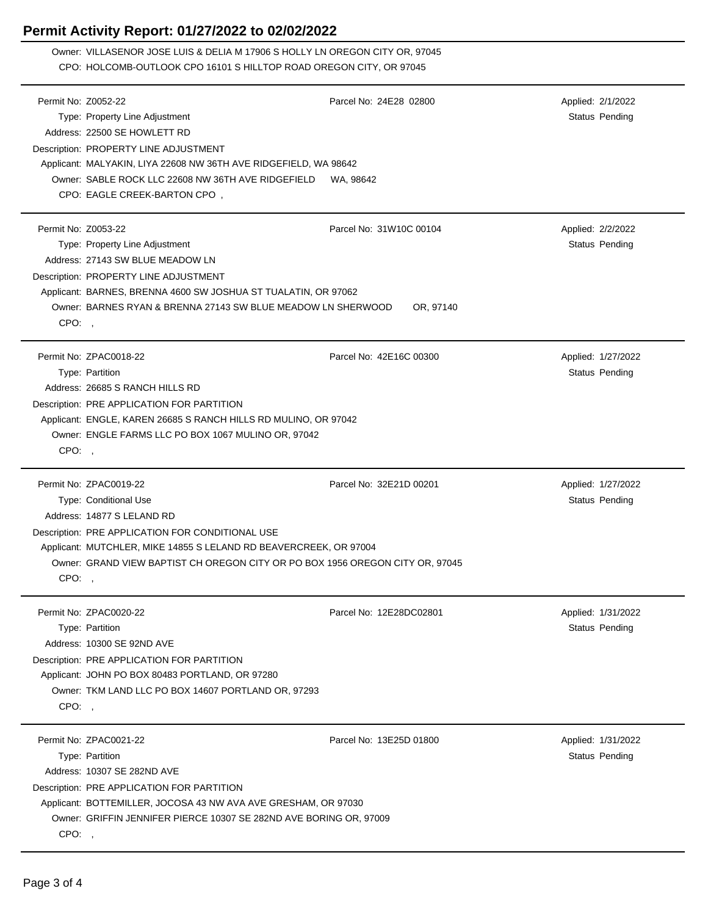# Permit Activity Report: 01/27/2022 to 02/02/2022

Owner: VILLASENOR JOSE LUIS & DELIA M 17906 S HOLLY LN OREGON CITY OR, 97045
CPO: HOLCOMB-OUTLOOK CPO 16101 S HILLTOP ROAD OREGON CITY, OR 97045

---

Permit No: Z0052-22 | Parcel No: 24E28 02800 | Applied: 2/1/2022
Type: Property Line Adjustment | Status Pending
Address: 22500 SE HOWLETT RD
Description: PROPERTY LINE ADJUSTMENT
Applicant: MALYAKIN, LIYA 22608 NW 36TH AVE RIDGEFIELD, WA 98642
Owner: SABLE ROCK LLC 22608 NW 36TH AVE RIDGEFIELD WA, 98642
CPO: EAGLE CREEK-BARTON CPO ,

---

Permit No: Z0053-22 | Parcel No: 31W10C 00104 | Applied: 2/2/2022
Type: Property Line Adjustment | Status Pending
Address: 27143 SW BLUE MEADOW LN
Description: PROPERTY LINE ADJUSTMENT
Applicant: BARNES, BRENNA 4600 SW JOSHUA ST TUALATIN, OR 97062
Owner: BARNES RYAN & BRENNA 27143 SW BLUE MEADOW LN SHERWOOD OR, 97140
CPO: ,

---

Permit No: ZPAC0018-22 | Parcel No: 42E16C 00300 | Applied: 1/27/2022
Type: Partition | Status Pending
Address: 26685 S RANCH HILLS RD
Description: PRE APPLICATION FOR PARTITION
Applicant: ENGLE, KAREN 26685 S RANCH HILLS RD MULINO, OR 97042
Owner: ENGLE FARMS LLC PO BOX 1067 MULINO OR, 97042
CPO: ,

---

Permit No: ZPAC0019-22 | Parcel No: 32E21D 00201 | Applied: 1/27/2022
Type: Conditional Use | Status Pending
Address: 14877 S LELAND RD
Description: PRE APPLICATION FOR CONDITIONAL USE
Applicant: MUTCHLER, MIKE 14855 S LELAND RD BEAVERCREEK, OR 97004
Owner: GRAND VIEW BAPTIST CH OREGON CITY OR PO BOX 1956 OREGON CITY OR, 97045
CPO: ,

---

Permit No: ZPAC0020-22 | Parcel No: 12E28DC02801 | Applied: 1/31/2022
Type: Partition | Status Pending
Address: 10300 SE 92ND AVE
Description: PRE APPLICATION FOR PARTITION
Applicant: JOHN PO BOX 80483 PORTLAND, OR 97280
Owner: TKM LAND LLC PO BOX 14607 PORTLAND OR, 97293
CPO: ,

---

Permit No: ZPAC0021-22 | Parcel No: 13E25D 01800 | Applied: 1/31/2022
Type: Partition | Status Pending
Address: 10307 SE 282ND AVE
Description: PRE APPLICATION FOR PARTITION
Applicant: BOTTEMILLER, JOCOSA 43 NW AVA AVE GRESHAM, OR 97030
Owner: GRIFFIN JENNIFER PIERCE 10307 SE 282ND AVE BORING OR, 97009
CPO: ,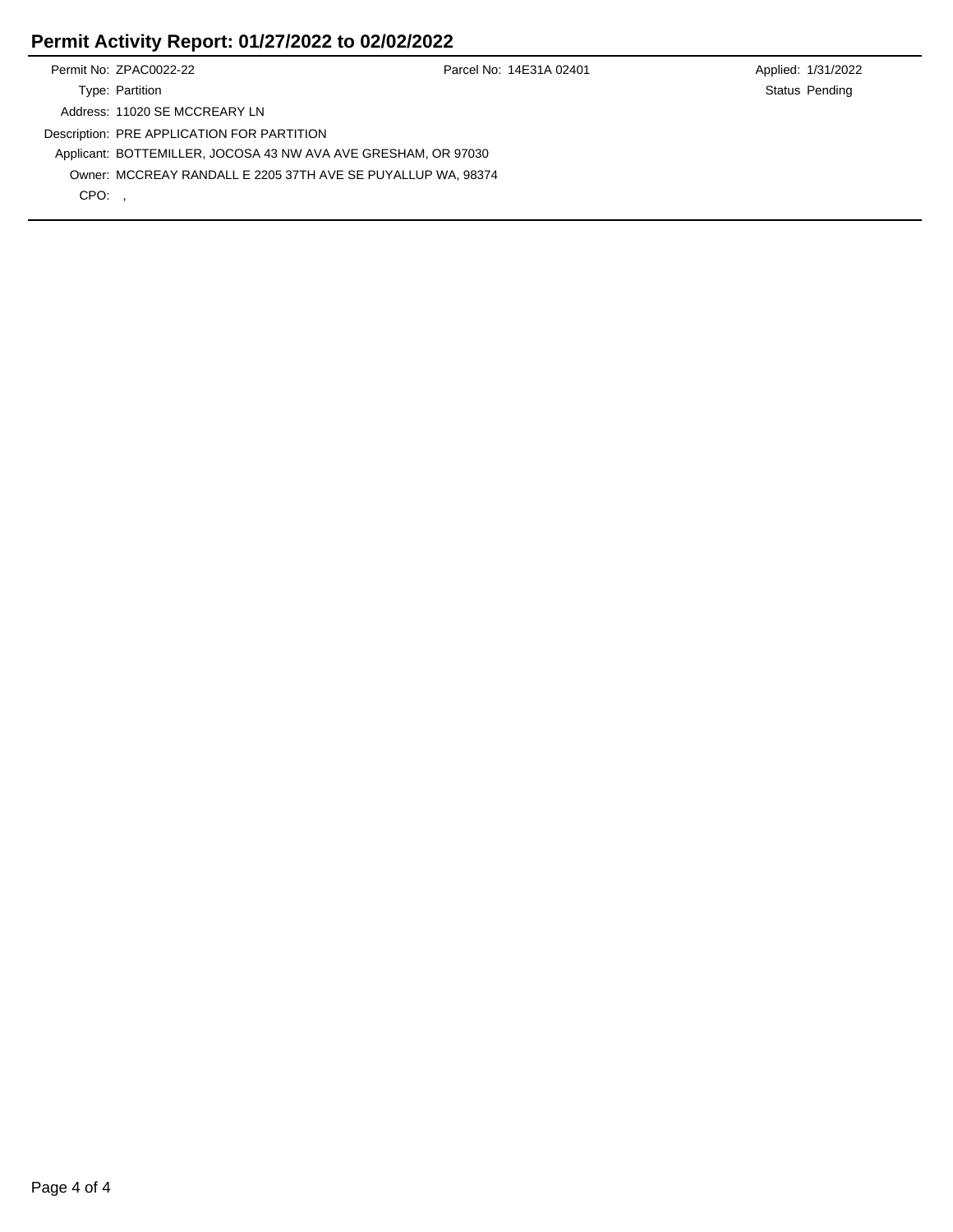# Permit Activity Report: 01/27/2022 to 02/02/2022

Permit No: ZPAC0022-22 | Parcel No: 14E31A 02401 | Applied: 1/31/2022

Type: Partition | Status Pending

Address: 11020 SE MCCREARY LN

Description: PRE APPLICATION FOR PARTITION

Applicant: BOTTEMILLER, JOCOSA 43 NW AVA AVE GRESHAM, OR 97030

Owner: MCCREAY RANDALL E 2205 37TH AVE SE PUYALLUP WA, 98374

CPO: ,